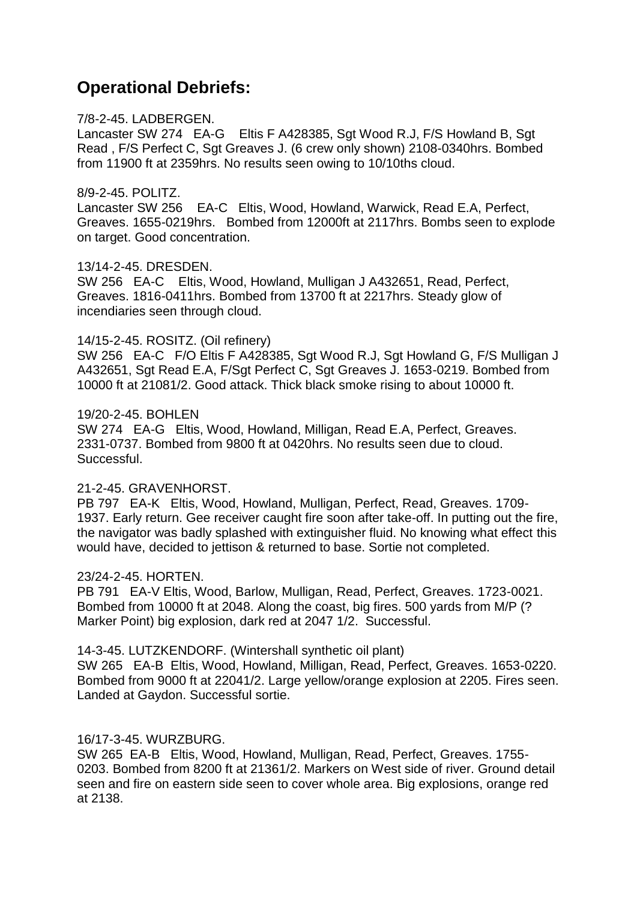## Operational Debriefs:

7/8-2-45. LADBERGEN.
Lancaster SW 274 EA-G Eltis F A428385, Sgt Wood R.J, F/S Howland B, Sgt Read , F/S Perfect C, Sgt Greaves J. (6 crew only shown) 2108-0340hrs. Bombed from 11900 ft at 2359hrs. No results seen owing to 10/10ths cloud.

8/9-2-45. POLITZ.
Lancaster SW 256 EA-C Eltis, Wood, Howland, Warwick, Read E.A, Perfect, Greaves. 1655-0219hrs. Bombed from 12000ft at 2117hrs. Bombs seen to explode on target. Good concentration.

13/14-2-45. DRESDEN.
SW 256 EA-C Eltis, Wood, Howland, Mulligan J A432651, Read, Perfect, Greaves. 1816-0411hrs. Bombed from 13700 ft at 2217hrs. Steady glow of incendiaries seen through cloud.

14/15-2-45. ROSITZ. (Oil refinery)
SW 256 EA-C F/O Eltis F A428385, Sgt Wood R.J, Sgt Howland G, F/S Mulligan J A432651, Sgt Read E.A, F/Sgt Perfect C, Sgt Greaves J. 1653-0219. Bombed from 10000 ft at 21081/2. Good attack. Thick black smoke rising to about 10000 ft.

19/20-2-45. BOHLEN
SW 274 EA-G Eltis, Wood, Howland, Milligan, Read E.A, Perfect, Greaves. 2331-0737. Bombed from 9800 ft at 0420hrs. No results seen due to cloud. Successful.

21-2-45. GRAVENHORST.
PB 797 EA-K Eltis, Wood, Howland, Mulligan, Perfect, Read, Greaves. 1709-1937. Early return. Gee receiver caught fire soon after take-off. In putting out the fire, the navigator was badly splashed with extinguisher fluid. No knowing what effect this would have, decided to jettison & returned to base. Sortie not completed.

23/24-2-45. HORTEN.
PB 791 EA-V Eltis, Wood, Barlow, Mulligan, Read, Perfect, Greaves. 1723-0021. Bombed from 10000 ft at 2048. Along the coast, big fires. 500 yards from M/P (? Marker Point) big explosion, dark red at 2047 1/2. Successful.

14-3-45. LUTZKENDORF. (Wintershall synthetic oil plant)
SW 265 EA-B Eltis, Wood, Howland, Milligan, Read, Perfect, Greaves. 1653-0220. Bombed from 9000 ft at 22041/2. Large yellow/orange explosion at 2205. Fires seen. Landed at Gaydon. Successful sortie.

16/17-3-45. WURZBURG.
SW 265 EA-B Eltis, Wood, Howland, Mulligan, Read, Perfect, Greaves. 1755-0203. Bombed from 8200 ft at 21361/2. Markers on West side of river. Ground detail seen and fire on eastern side seen to cover whole area. Big explosions, orange red at 2138.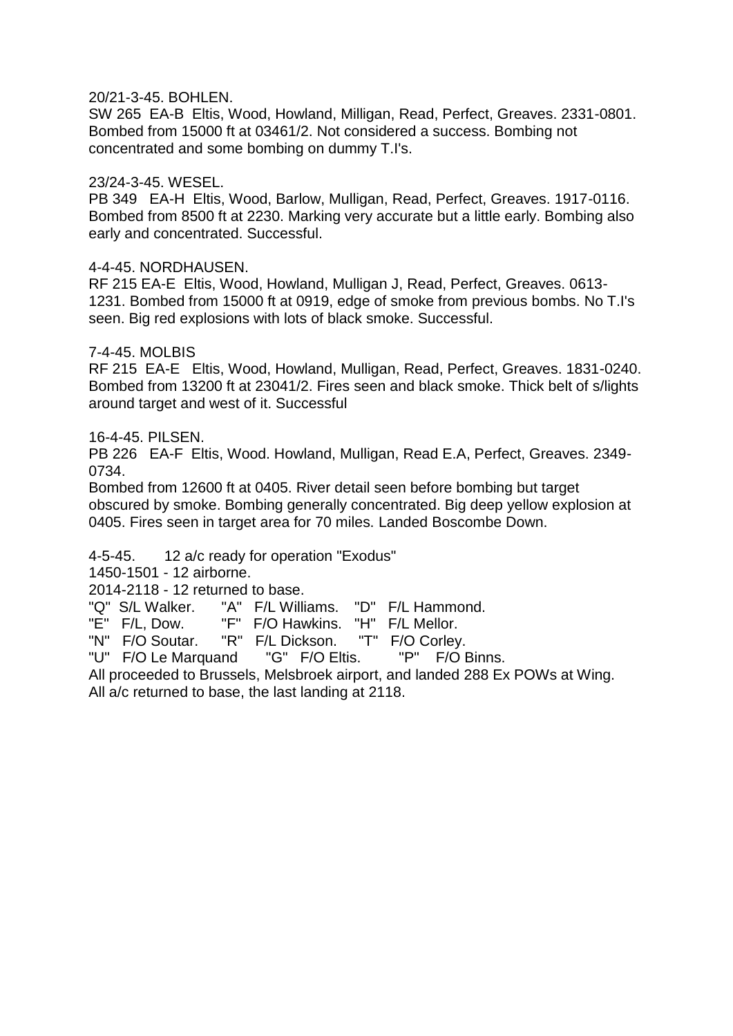20/21-3-45. BOHLEN.

SW 265 EA-B Eltis, Wood, Howland, Milligan, Read, Perfect, Greaves. 2331-0801. Bombed from 15000 ft at 03461/2. Not considered a success. Bombing not concentrated and some bombing on dummy T.I's.

23/24-3-45. WESEL.

PB 349 EA-H Eltis, Wood, Barlow, Mulligan, Read, Perfect, Greaves. 1917-0116. Bombed from 8500 ft at 2230. Marking very accurate but a little early. Bombing also early and concentrated. Successful.

4-4-45. NORDHAUSEN.

RF 215 EA-E Eltis, Wood, Howland, Mulligan J, Read, Perfect, Greaves. 0613-1231. Bombed from 15000 ft at 0919, edge of smoke from previous bombs. No T.I's seen. Big red explosions with lots of black smoke. Successful.

7-4-45. MOLBIS

RF 215 EA-E Eltis, Wood, Howland, Mulligan, Read, Perfect, Greaves. 1831-0240. Bombed from 13200 ft at 23041/2. Fires seen and black smoke. Thick belt of s/lights around target and west of it. Successful

16-4-45. PILSEN.

PB 226 EA-F Eltis, Wood. Howland, Mulligan, Read E.A, Perfect, Greaves. 2349-0734.

Bombed from 12600 ft at 0405. River detail seen before bombing but target obscured by smoke. Bombing generally concentrated. Big deep yellow explosion at 0405. Fires seen in target area for 70 miles. Landed Boscombe Down.

4-5-45. 12 a/c ready for operation "Exodus"

1450-1501 - 12 airborne.

2014-2118 - 12 returned to base.

"Q" S/L Walker. "A" F/L Williams. "D" F/L Hammond.

"E" F/L, Dow. "F" F/O Hawkins. "H" F/L Mellor.

"N" F/O Soutar. "R" F/L Dickson. "T" F/O Corley.

"U" F/O Le Marquand "G" F/O Eltis. "P" F/O Binns.

All proceeded to Brussels, Melsbroek airport, and landed 288 Ex POWs at Wing. All a/c returned to base, the last landing at 2118.